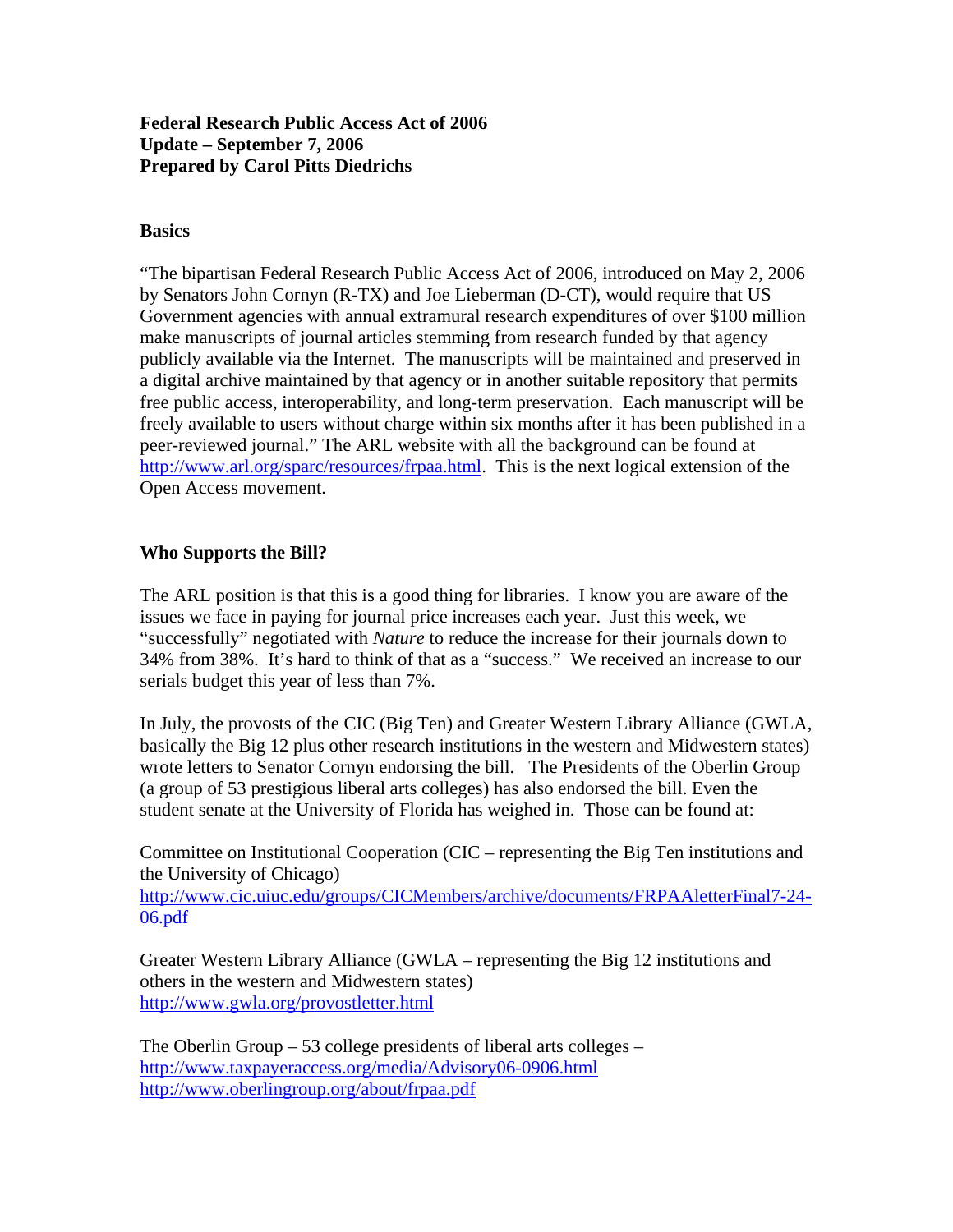**Federal Research Public Access Act of 2006**
**Update – September 7, 2006**
**Prepared by Carol Pitts Diedrichs**

## Basics

"The bipartisan Federal Research Public Access Act of 2006, introduced on May 2, 2006 by Senators John Cornyn (R-TX) and Joe Lieberman (D-CT), would require that US Government agencies with annual extramural research expenditures of over $100 million make manuscripts of journal articles stemming from research funded by that agency publicly available via the Internet. The manuscripts will be maintained and preserved in a digital archive maintained by that agency or in another suitable repository that permits free public access, interoperability, and long-term preservation. Each manuscript will be freely available to users without charge within six months after it has been published in a peer-reviewed journal." The ARL website with all the background can be found at http://www.arl.org/sparc/resources/frpaa.html. This is the next logical extension of the Open Access movement.

## Who Supports the Bill?

The ARL position is that this is a good thing for libraries. I know you are aware of the issues we face in paying for journal price increases each year. Just this week, we "successfully" negotiated with *Nature* to reduce the increase for their journals down to 34% from 38%. It's hard to think of that as a "success." We received an increase to our serials budget this year of less than 7%.

In July, the provosts of the CIC (Big Ten) and Greater Western Library Alliance (GWLA, basically the Big 12 plus other research institutions in the western and Midwestern states) wrote letters to Senator Cornyn endorsing the bill. The Presidents of the Oberlin Group (a group of 53 prestigious liberal arts colleges) has also endorsed the bill. Even the student senate at the University of Florida has weighed in. Those can be found at:

Committee on Institutional Cooperation (CIC – representing the Big Ten institutions and the University of Chicago)
http://www.cic.uiuc.edu/groups/CICMembers/archive/documents/FRPAAletterFinal7-24-06.pdf

Greater Western Library Alliance (GWLA – representing the Big 12 institutions and others in the western and Midwestern states)
http://www.gwla.org/provostletter.html

The Oberlin Group – 53 college presidents of liberal arts colleges –
http://www.taxpayeraccess.org/media/Advisory06-0906.html
http://www.oberlingroup.org/about/frpaa.pdf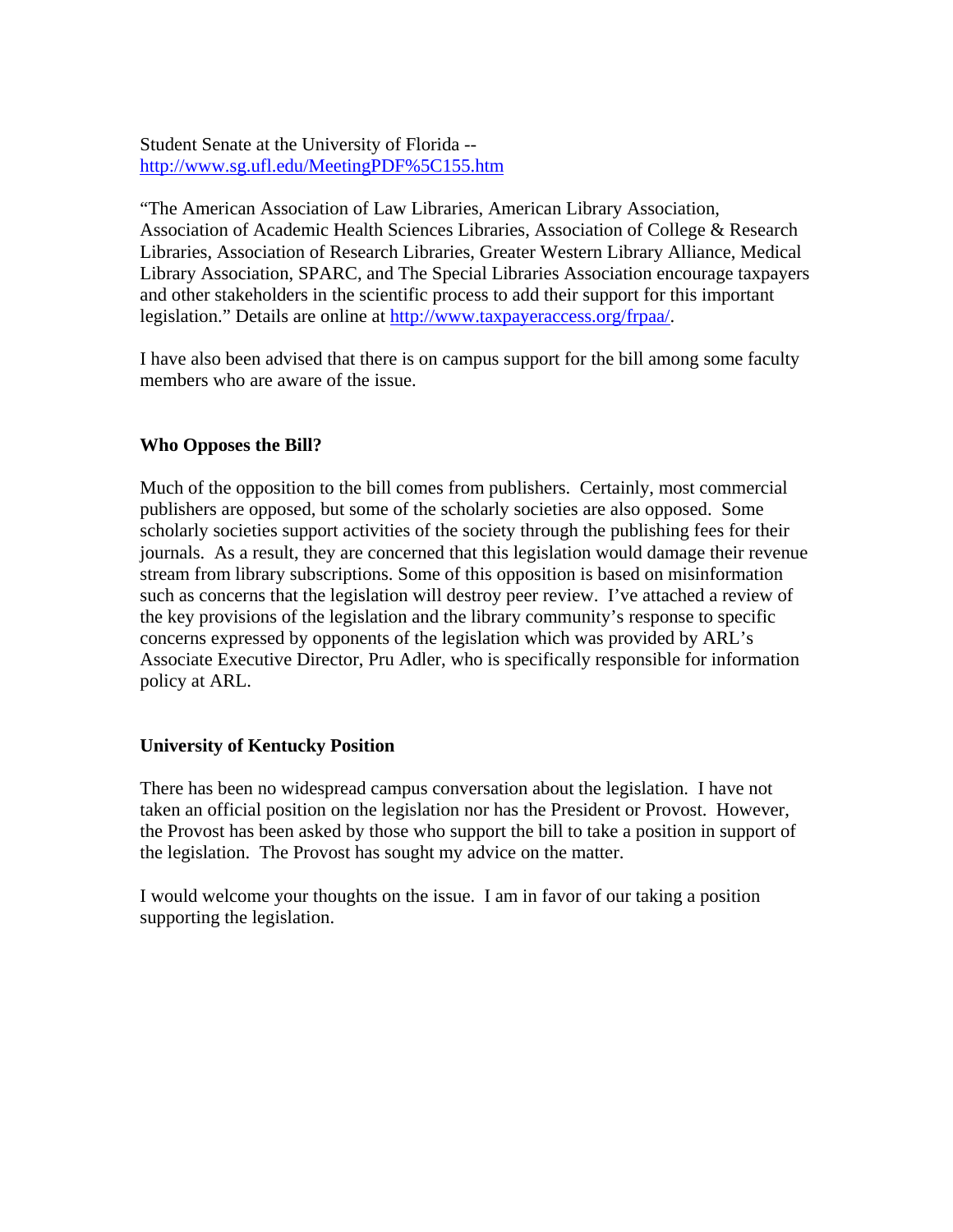Student Senate at the University of Florida -- http://www.sg.ufl.edu/MeetingPDF%5C155.htm

"The American Association of Law Libraries, American Library Association, Association of Academic Health Sciences Libraries, Association of College & Research Libraries, Association of Research Libraries, Greater Western Library Alliance, Medical Library Association, SPARC, and The Special Libraries Association encourage taxpayers and other stakeholders in the scientific process to add their support for this important legislation." Details are online at http://www.taxpayeraccess.org/frpaa/.

I have also been advised that there is on campus support for the bill among some faculty members who are aware of the issue.

**Who Opposes the Bill?**

Much of the opposition to the bill comes from publishers. Certainly, most commercial publishers are opposed, but some of the scholarly societies are also opposed. Some scholarly societies support activities of the society through the publishing fees for their journals. As a result, they are concerned that this legislation would damage their revenue stream from library subscriptions. Some of this opposition is based on misinformation such as concerns that the legislation will destroy peer review. I've attached a review of the key provisions of the legislation and the library community's response to specific concerns expressed by opponents of the legislation which was provided by ARL's Associate Executive Director, Pru Adler, who is specifically responsible for information policy at ARL.

**University of Kentucky Position**

There has been no widespread campus conversation about the legislation. I have not taken an official position on the legislation nor has the President or Provost. However, the Provost has been asked by those who support the bill to take a position in support of the legislation. The Provost has sought my advice on the matter.

I would welcome your thoughts on the issue. I am in favor of our taking a position supporting the legislation.